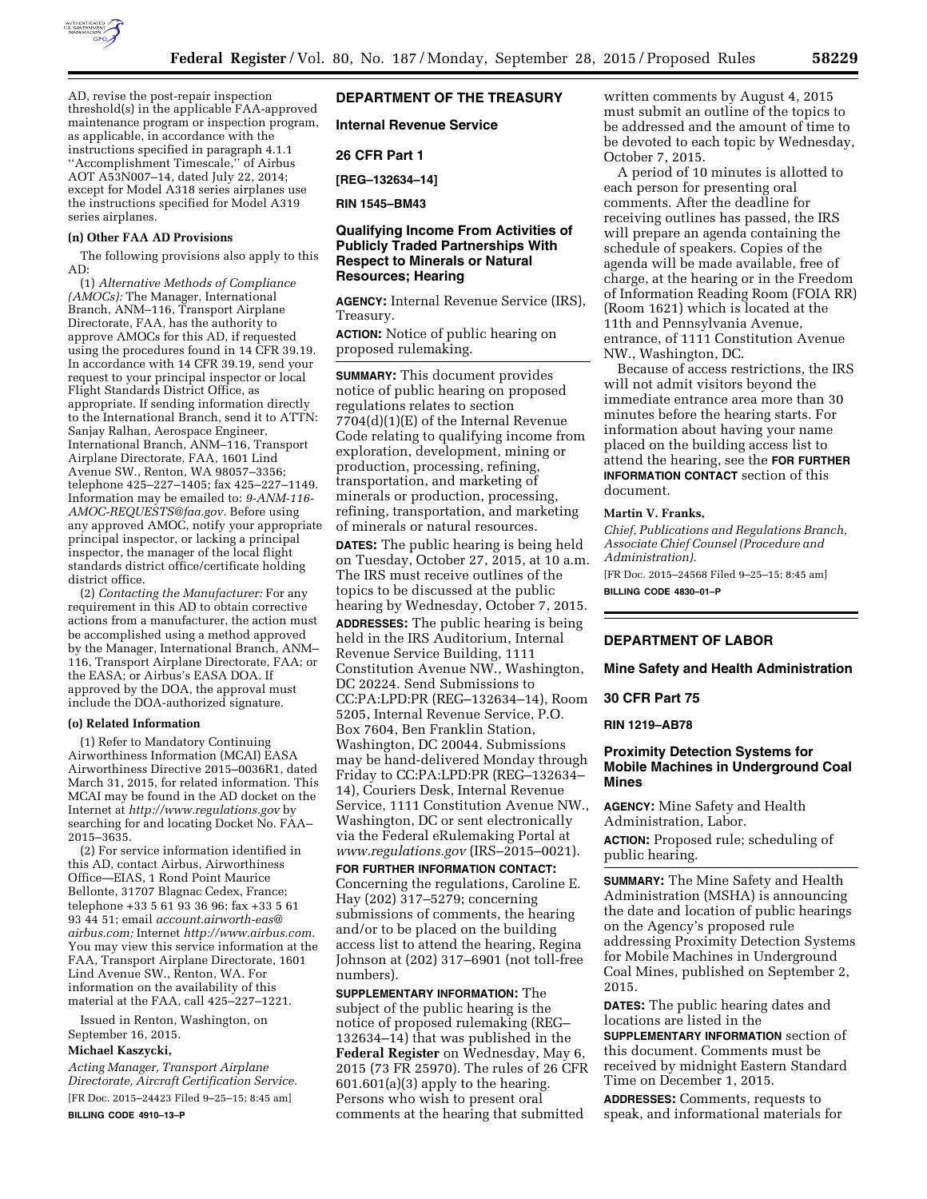AD, revise the post-repair inspection threshold(s) in the applicable FAA-approved maintenance program or inspection program, as applicable, in accordance with the instructions specified in paragraph 4.1.1 ''Accomplishment Timescale,'' of Airbus AOT A53N007–14, dated July 22, 2014; except for Model A318 series airplanes use the instructions specified for Model A319 series airplanes.

#### (n) Other FAA AD Provisions

The following provisions also apply to this AD:

(1) *Alternative Methods of Compliance (AMOCs):* The Manager, International Branch, ANM–116, Transport Airplane Directorate, FAA, has the authority to approve AMOCs for this AD, if requested using the procedures found in 14 CFR 39.19. In accordance with 14 CFR 39.19, send your request to your principal inspector or local Flight Standards District Office, as appropriate. If sending information directly to the International Branch, send it to ATTN: Sanjay Ralhan, Aerospace Engineer, International Branch, ANM–116, Transport Airplane Directorate, FAA, 1601 Lind Avenue SW., Renton, WA 98057–3356; telephone 425–227–1405; fax 425–227–1149. Information may be emailed to: *9-ANM-116-AMOC-REQUESTS@faa.gov.* Before using any approved AMOC, notify your appropriate principal inspector, or lacking a principal inspector, the manager of the local flight standards district office/certificate holding district office.

(2) *Contacting the Manufacturer:* For any requirement in this AD to obtain corrective actions from a manufacturer, the action must be accomplished using a method approved by the Manager, International Branch, ANM–116, Transport Airplane Directorate, FAA; or the EASA; or Airbus's EASA DOA. If approved by the DOA, the approval must include the DOA-authorized signature.

#### (o) Related Information

(1) Refer to Mandatory Continuing Airworthiness Information (MCAI) EASA Airworthiness Directive 2015–0036R1, dated March 31, 2015, for related information. This MCAI may be found in the AD docket on the Internet at *http://www.regulations.gov* by searching for and locating Docket No. FAA–2015–3635.

(2) For service information identified in this AD, contact Airbus, Airworthiness Office—EIAS, 1 Rond Point Maurice Bellonte, 31707 Blagnac Cedex, France; telephone +33 5 61 93 36 96; fax +33 5 61 93 44 51; email *account.airworth-eas@airbus.com;* Internet *http://www.airbus.com.* You may view this service information at the FAA, Transport Airplane Directorate, 1601 Lind Avenue SW., Renton, WA. For information on the availability of this material at the FAA, call 425–227–1221.

Issued in Renton, Washington, on September 16, 2015.

**Michael Kaszycki,**

*Acting Manager, Transport Airplane Directorate, Aircraft Certification Service.*

[FR Doc. 2015–24423 Filed 9–25–15; 8:45 am]

**BILLING CODE 4910–13–P**

---

## DEPARTMENT OF THE TREASURY

### Internal Revenue Service

### 26 CFR Part 1

**[REG–132634–14]**

**RIN 1545–BM43**

### Qualifying Income From Activities of Publicly Traded Partnerships With Respect to Minerals or Natural Resources; Hearing

**AGENCY:** Internal Revenue Service (IRS), Treasury.

**ACTION:** Notice of public hearing on proposed rulemaking.

**SUMMARY:** This document provides notice of public hearing on proposed regulations relates to section 7704(d)(1)(E) of the Internal Revenue Code relating to qualifying income from exploration, development, mining or production, processing, refining, transportation, and marketing of minerals or production, processing, refining, transportation, and marketing of minerals or natural resources.

**DATES:** The public hearing is being held on Tuesday, October 27, 2015, at 10 a.m. The IRS must receive outlines of the topics to be discussed at the public hearing by Wednesday, October 7, 2015.

**ADDRESSES:** The public hearing is being held in the IRS Auditorium, Internal Revenue Service Building, 1111 Constitution Avenue NW., Washington, DC 20224. Send Submissions to CC:PA:LPD:PR (REG–132634–14), Room 5205, Internal Revenue Service, P.O. Box 7604, Ben Franklin Station, Washington, DC 20044. Submissions may be hand-delivered Monday through Friday to CC:PA:LPD:PR (REG–132634–14), Couriers Desk, Internal Revenue Service, 1111 Constitution Avenue NW., Washington, DC or sent electronically via the Federal eRulemaking Portal at *www.regulations.gov* (IRS–2015–0021).

**FOR FURTHER INFORMATION CONTACT:** Concerning the regulations, Caroline E. Hay (202) 317–5279; concerning submissions of comments, the hearing and/or to be placed on the building access list to attend the hearing, Regina Johnson at (202) 317–6901 (not toll-free numbers).

**SUPPLEMENTARY INFORMATION:** The subject of the public hearing is the notice of proposed rulemaking (REG–132634–14) that was published in the **Federal Register** on Wednesday, May 6, 2015 (73 FR 25970). The rules of 26 CFR 601.601(a)(3) apply to the hearing. Persons who wish to present oral comments at the hearing that submitted written comments by August 4, 2015 must submit an outline of the topics to be addressed and the amount of time to be devoted to each topic by Wednesday, October 7, 2015.

A period of 10 minutes is allotted to each person for presenting oral comments. After the deadline for receiving outlines has passed, the IRS will prepare an agenda containing the schedule of speakers. Copies of the agenda will be made available, free of charge, at the hearing or in the Freedom of Information Reading Room (FOIA RR) (Room 1621) which is located at the 11th and Pennsylvania Avenue, entrance, of 1111 Constitution Avenue NW., Washington, DC.

Because of access restrictions, the IRS will not admit visitors beyond the immediate entrance area more than 30 minutes before the hearing starts. For information about having your name placed on the building access list to attend the hearing, see the **FOR FURTHER INFORMATION CONTACT** section of this document.

**Martin V. Franks,**

*Chief, Publications and Regulations Branch, Associate Chief Counsel (Procedure and Administration).*

[FR Doc. 2015–24568 Filed 9–25–15; 8:45 am]

**BILLING CODE 4830–01–P**

---

## DEPARTMENT OF LABOR

### Mine Safety and Health Administration

### 30 CFR Part 75

**RIN 1219–AB78**

### Proximity Detection Systems for Mobile Machines in Underground Coal Mines

**AGENCY:** Mine Safety and Health Administration, Labor.

**ACTION:** Proposed rule; scheduling of public hearing.

**SUMMARY:** The Mine Safety and Health Administration (MSHA) is announcing the date and location of public hearings on the Agency's proposed rule addressing Proximity Detection Systems for Mobile Machines in Underground Coal Mines, published on September 2, 2015.

**DATES:** The public hearing dates and locations are listed in the **SUPPLEMENTARY INFORMATION** section of this document. Comments must be received by midnight Eastern Standard Time on December 1, 2015.

**ADDRESSES:** Comments, requests to speak, and informational materials for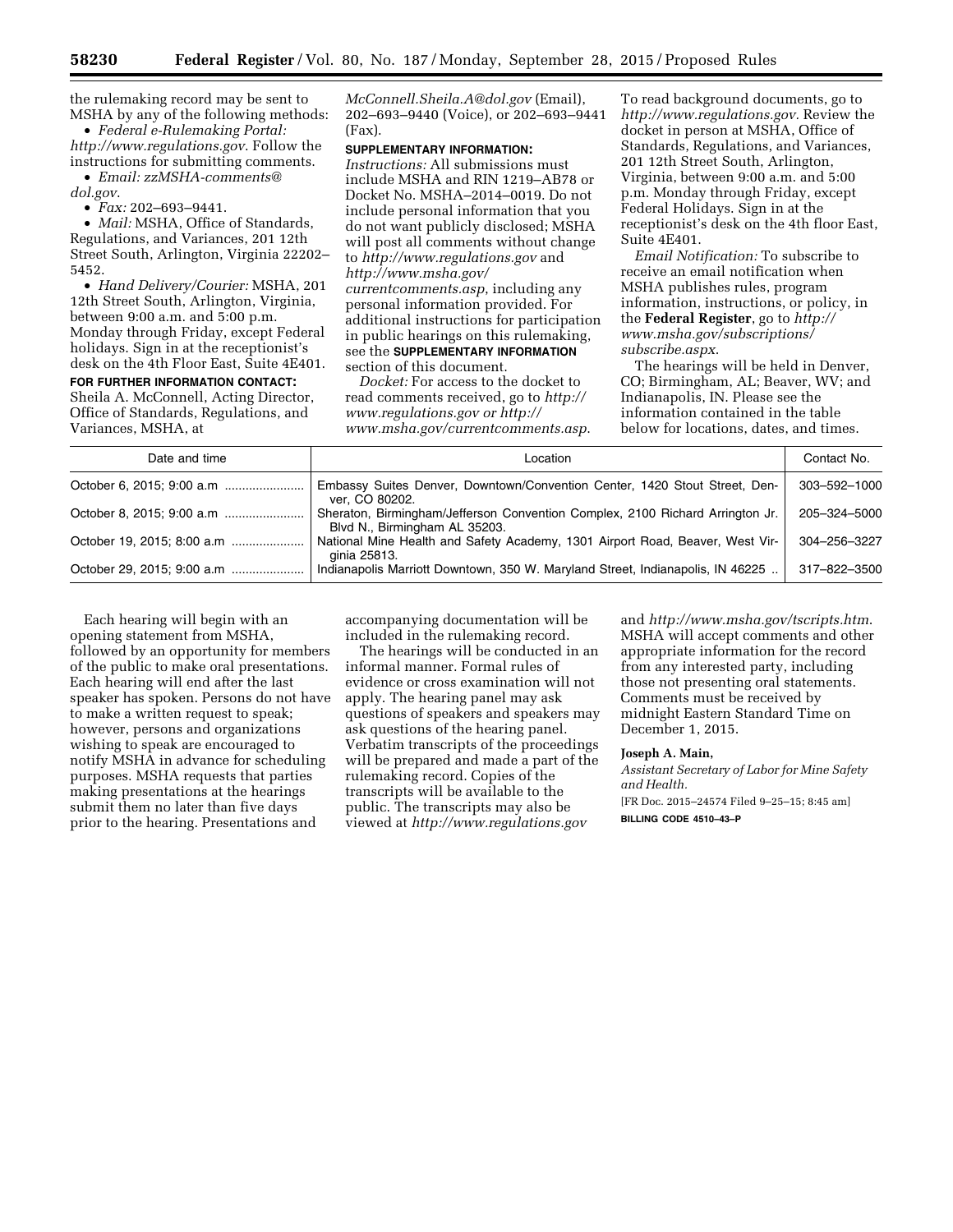the rulemaking record may be sent to MSHA by any of the following methods:

- *Federal e-Rulemaking Portal: http://www.regulations.gov*. Follow the instructions for submitting comments.
- *Email: zzMSHA-comments@dol.gov*.
- *Fax:* 202–693–9441.
- *Mail:* MSHA, Office of Standards, Regulations, and Variances, 201 12th Street South, Arlington, Virginia 22202–5452.
- *Hand Delivery/Courier:* MSHA, 201 12th Street South, Arlington, Virginia, between 9:00 a.m. and 5:00 p.m. Monday through Friday, except Federal holidays. Sign in at the receptionist's desk on the 4th Floor East, Suite 4E401.

**FOR FURTHER INFORMATION CONTACT:** Sheila A. McConnell, Acting Director, Office of Standards, Regulations, and Variances, MSHA, at *McConnell.Sheila.A@dol.gov* (Email), 202–693–9440 (Voice), or 202–693–9441 (Fax).

**SUPPLEMENTARY INFORMATION:**

*Instructions:* All submissions must include MSHA and RIN 1219–AB78 or Docket No. MSHA–2014–0019. Do not include personal information that you do not want publicly disclosed; MSHA will post all comments without change to *http://www.regulations.gov* and *http://www.msha.gov/currentcomments.asp*, including any personal information provided. For additional instructions for participation in public hearings on this rulemaking, see the **SUPPLEMENTARY INFORMATION** section of this document.

*Docket:* For access to the docket to read comments received, go to *http://www.regulations.gov or http://www.msha.gov/currentcomments.asp*. To read background documents, go to *http://www.regulations.gov*. Review the docket in person at MSHA, Office of Standards, Regulations, and Variances, 201 12th Street South, Arlington, Virginia, between 9:00 a.m. and 5:00 p.m. Monday through Friday, except Federal Holidays. Sign in at the receptionist's desk on the 4th floor East, Suite 4E401.

*Email Notification:* To subscribe to receive an email notification when MSHA publishes rules, program information, instructions, or policy, in the **Federal Register**, go to *http://www.msha.gov/subscriptions/subscribe.aspx*.

The hearings will be held in Denver, CO; Birmingham, AL; Beaver, WV; and Indianapolis, IN. Please see the information contained in the table below for locations, dates, and times.

| Date and time | Location | Contact No. |
|---|---|---|
| October 6, 2015; 9:00 a.m | Embassy Suites Denver, Downtown/Convention Center, 1420 Stout Street, Denver, CO 80202. | 303–592–1000 |
| October 8, 2015; 9:00 a.m | Sheraton, Birmingham/Jefferson Convention Complex, 2100 Richard Arrington Jr. Blvd N., Birmingham AL 35203. | 205–324–5000 |
| October 19, 2015; 8:00 a.m | National Mine Health and Safety Academy, 1301 Airport Road, Beaver, West Virginia 25813. | 304–256–3227 |
| October 29, 2015; 9:00 a.m | Indianapolis Marriott Downtown, 350 W. Maryland Street, Indianapolis, IN 46225 | 317–822–3500 |

Each hearing will begin with an opening statement from MSHA, followed by an opportunity for members of the public to make oral presentations. Each hearing will end after the last speaker has spoken. Persons do not have to make a written request to speak; however, persons and organizations wishing to speak are encouraged to notify MSHA in advance for scheduling purposes. MSHA requests that parties making presentations at the hearings submit them no later than five days prior to the hearing. Presentations and accompanying documentation will be included in the rulemaking record.

The hearings will be conducted in an informal manner. Formal rules of evidence or cross examination will not apply. The hearing panel may ask questions of speakers and speakers may ask questions of the hearing panel. Verbatim transcripts of the proceedings will be prepared and made a part of the rulemaking record. Copies of the transcripts will be available to the public. The transcripts may also be viewed at *http://www.regulations.gov* and *http://www.msha.gov/tscripts.htm*. MSHA will accept comments and other appropriate information for the record from any interested party, including those not presenting oral statements. Comments must be received by midnight Eastern Standard Time on December 1, 2015.

**Joseph A. Main,**

*Assistant Secretary of Labor for Mine Safety and Health.*

[FR Doc. 2015–24574 Filed 9–25–15; 8:45 am]

**BILLING CODE 4510–43–P**